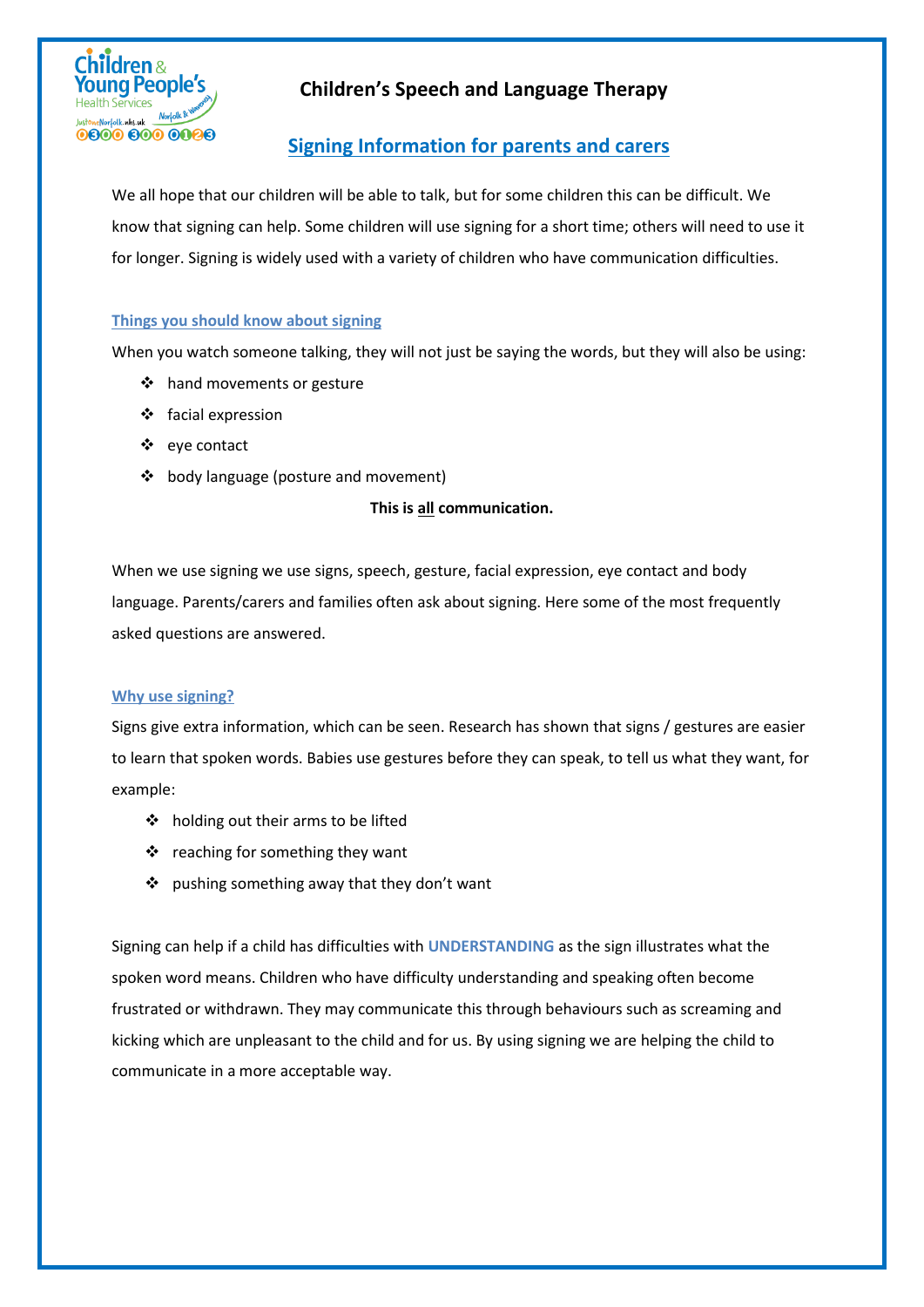# Children's Speech and Language Therapy

## Signing Information for parents and carers

We all hope that our children will be able to talk, but for some children this can be difficult. We know that signing can help. Some children will use signing for a short time; others will need to use it for longer. Signing is widely used with a variety of children who have communication difficulties.

### Things you should know about signing

When you watch someone talking, they will not just be saying the words, but they will also be using:

- hand movements or gesture
- facial expression
- eye contact
- body language (posture and movement)

**This is all communication.**

When we use signing we use signs, speech, gesture, facial expression, eye contact and body language. Parents/carers and families often ask about signing. Here some of the most frequently asked questions are answered.

### Why use signing?

Signs give extra information, which can be seen. Research has shown that signs / gestures are easier to learn that spoken words. Babies use gestures before they can speak, to tell us what they want, for example:

- holding out their arms to be lifted
- reaching for something they want
- pushing something away that they don't want

Signing can help if a child has difficulties with **UNDERSTANDING** as the sign illustrates what the spoken word means. Children who have difficulty understanding and speaking often become frustrated or withdrawn. They may communicate this through behaviours such as screaming and kicking which are unpleasant to the child and for us. By using signing we are helping the child to communicate in a more acceptable way.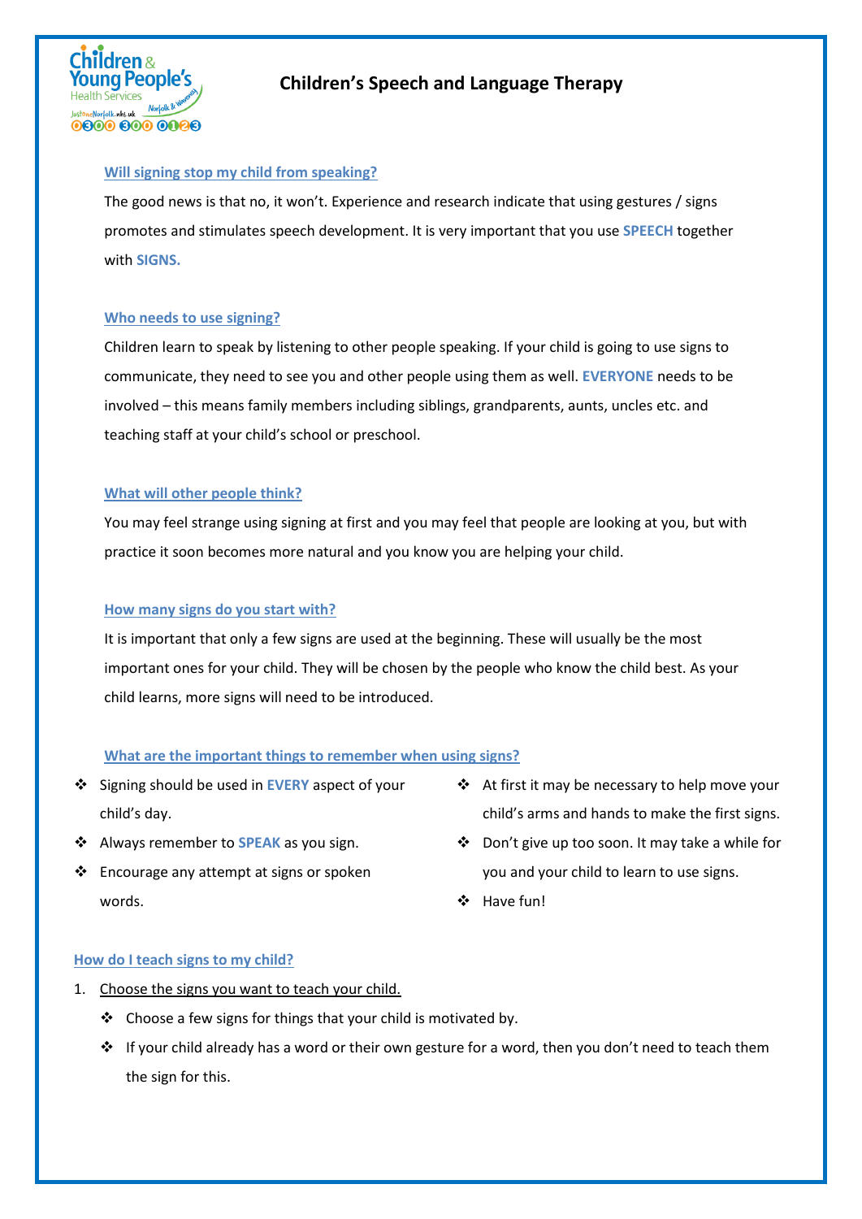# Children's Speech and Language Therapy

## Will signing stop my child from speaking?

The good news is that no, it won't. Experience and research indicate that using gestures / signs promotes and stimulates speech development. It is very important that you use **SPEECH** together with **SIGNS.**

## Who needs to use signing?

Children learn to speak by listening to other people speaking. If your child is going to use signs to communicate, they need to see you and other people using them as well. **EVERYONE** needs to be involved – this means family members including siblings, grandparents, aunts, uncles etc. and teaching staff at your child's school or preschool.

## What will other people think?

You may feel strange using signing at first and you may feel that people are looking at you, but with practice it soon becomes more natural and you know you are helping your child.

## How many signs do you start with?

It is important that only a few signs are used at the beginning. These will usually be the most important ones for your child. They will be chosen by the people who know the child best. As your child learns, more signs will need to be introduced.

## What are the important things to remember when using signs?

- Signing should be used in **EVERY** aspect of your child's day.
- Always remember to **SPEAK** as you sign.
- Encourage any attempt at signs or spoken words.
- At first it may be necessary to help move your child's arms and hands to make the first signs.
- Don't give up too soon. It may take a while for you and your child to learn to use signs.
- Have fun!

## How do I teach signs to my child?

1. Choose the signs you want to teach your child.
   - Choose a few signs for things that your child is motivated by.
   - If your child already has a word or their own gesture for a word, then you don't need to teach them the sign for this.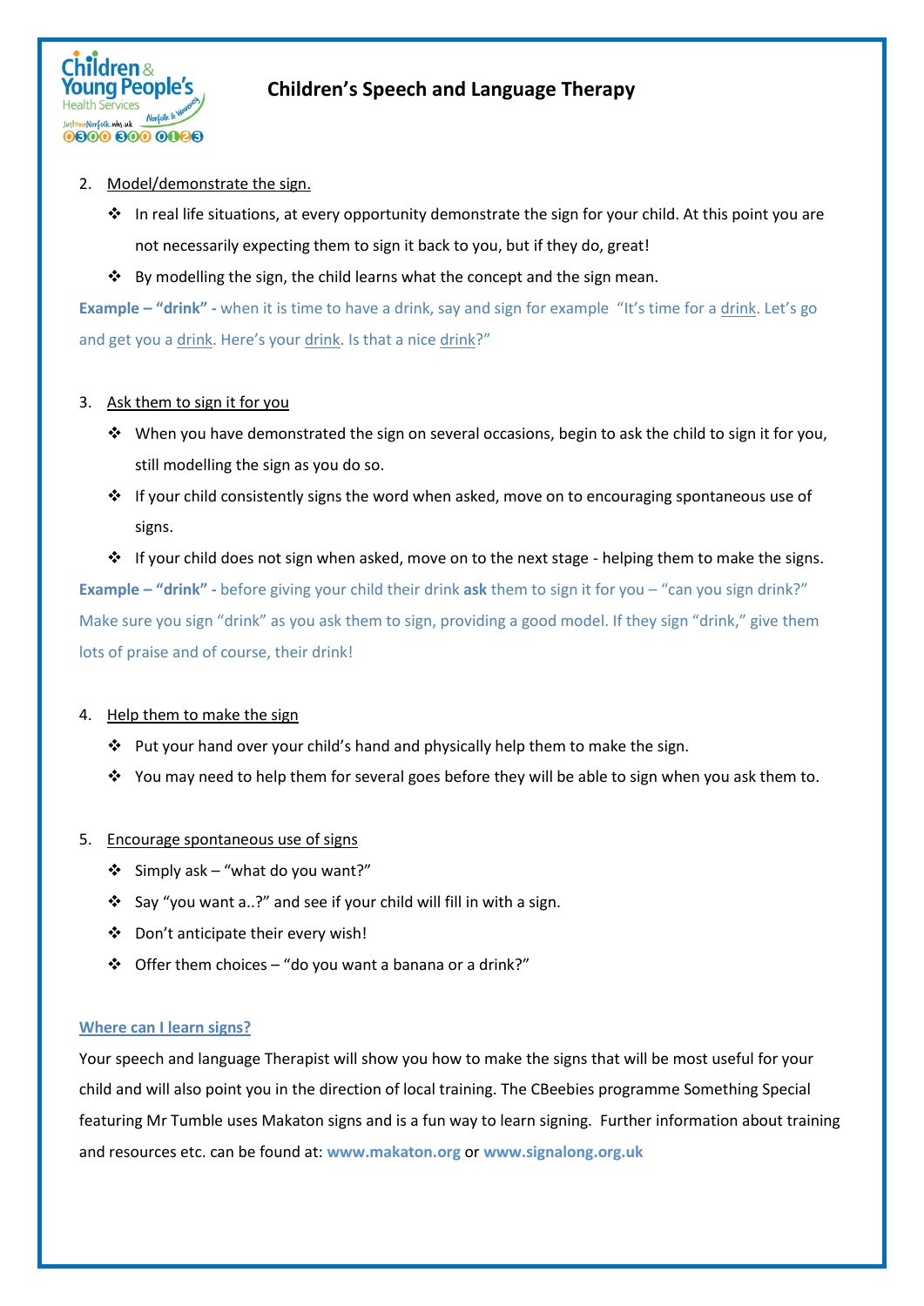2. Model/demonstrate the sign.
   - In real life situations, at every opportunity demonstrate the sign for your child. At this point you are not necessarily expecting them to sign it back to you, but if they do, great!
   - By modelling the sign, the child learns what the concept and the sign mean.

**Example – "drink" -** when it is time to have a drink, say and sign for example "It's time for a drink. Let's go and get you a drink. Here's your drink. Is that a nice drink?"

3. Ask them to sign it for you
   - When you have demonstrated the sign on several occasions, begin to ask the child to sign it for you, still modelling the sign as you do so.
   - If your child consistently signs the word when asked, move on to encouraging spontaneous use of signs.
   - If your child does not sign when asked, move on to the next stage - helping them to make the signs.

**Example – "drink" -** before giving your child their drink **ask** them to sign it for you – "can you sign drink?" Make sure you sign "drink" as you ask them to sign, providing a good model. If they sign "drink," give them lots of praise and of course, their drink!

4. Help them to make the sign
   - Put your hand over your child's hand and physically help them to make the sign.
   - You may need to help them for several goes before they will be able to sign when you ask them to.

5. Encourage spontaneous use of signs
   - Simply ask – "what do you want?"
   - Say "you want a..?" and see if your child will fill in with a sign.
   - Don't anticipate their every wish!
   - Offer them choices – "do you want a banana or a drink?"

**Where can I learn signs?**

Your speech and language Therapist will show you how to make the signs that will be most useful for your child and will also point you in the direction of local training. The CBeebies programme Something Special featuring Mr Tumble uses Makaton signs and is a fun way to learn signing. Further information about training and resources etc. can be found at: **www.makaton.org** or **www.signalong.org.uk**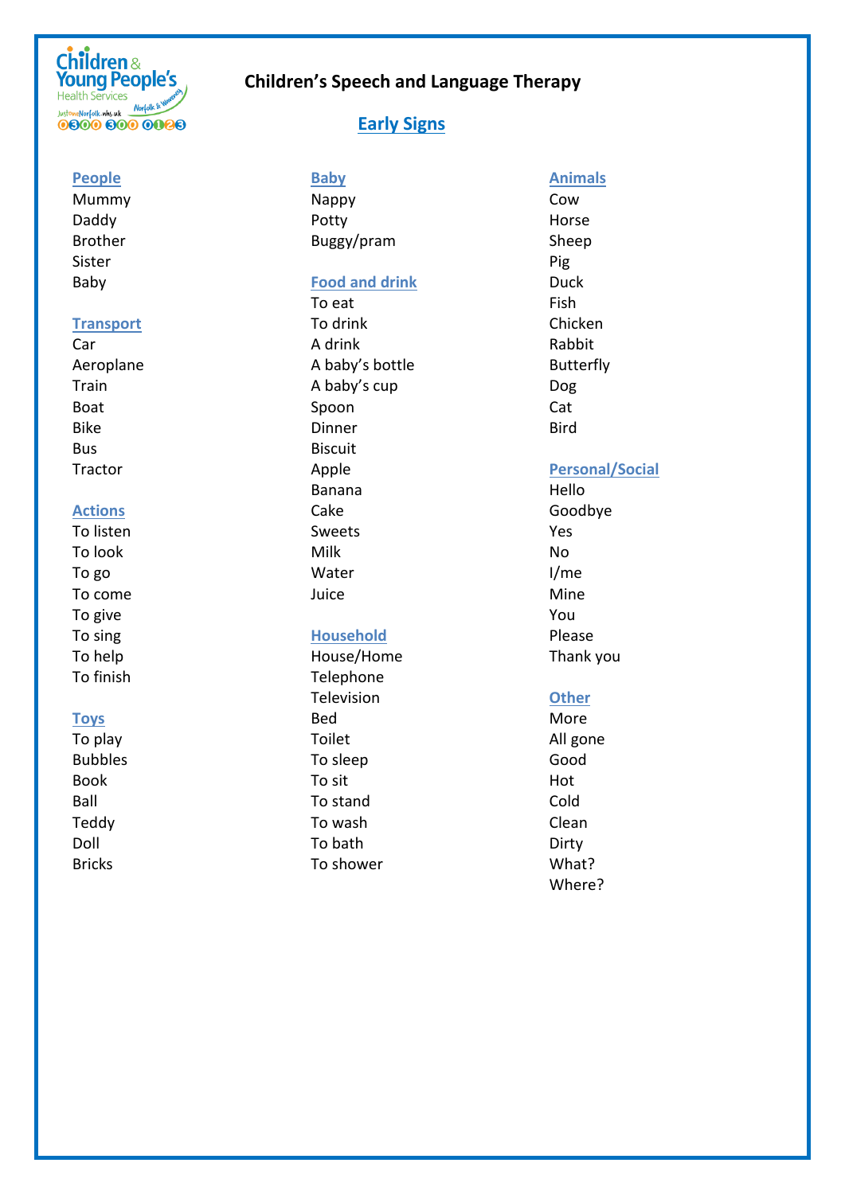# Children's Speech and Language Therapy

## Early Signs

### People
- Mummy
- Daddy
- Brother
- Sister
- Baby

### Transport
- Car
- Aeroplane
- Train
- Boat
- Bike
- Bus
- Tractor

### Actions
- To listen
- To look
- To go
- To come
- To give
- To sing
- To help
- To finish

### Toys
- To play
- Bubbles
- Book
- Ball
- Teddy
- Doll
- Bricks

### Baby
- Nappy
- Potty
- Buggy/pram

### Food and drink
- To eat
- To drink
- A drink
- A baby's bottle
- A baby's cup
- Spoon
- Dinner
- Biscuit
- Apple
- Banana
- Cake
- Sweets
- Milk
- Water
- Juice

### Household
- House/Home
- Telephone
- Television
- Bed
- Toilet
- To sleep
- To sit
- To stand
- To wash
- To bath
- To shower

### Animals
- Cow
- Horse
- Sheep
- Pig
- Duck
- Fish
- Chicken
- Rabbit
- Butterfly
- Dog
- Cat
- Bird

### Personal/Social
- Hello
- Goodbye
- Yes
- No
- I/me
- Mine
- You
- Please
- Thank you

### Other
- More
- All gone
- Good
- Hot
- Cold
- Clean
- Dirty
- What?
- Where?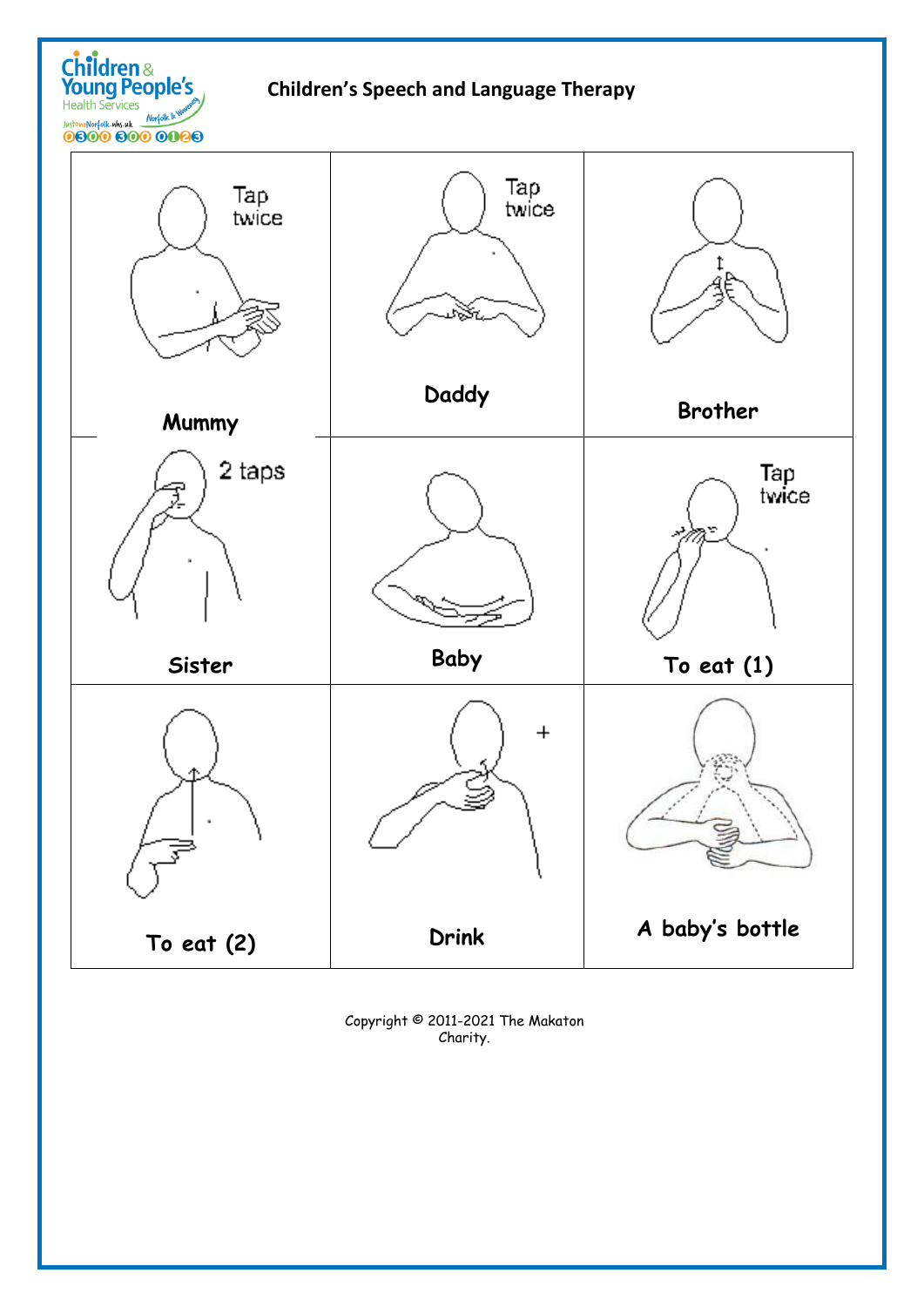Children's Speech and Language Therapy

| | | |
|---|---|---|
| Tap twice<br>**Mummy** | Tap twice<br>**Daddy** | **Brother** |
| 2 taps<br>**Sister** | **Baby** | Tap twice<br>**To eat (1)** |
| **To eat (2)** | +<br>**Drink** | **A baby's bottle** |

Copyright © 2011-2021 The Makaton Charity.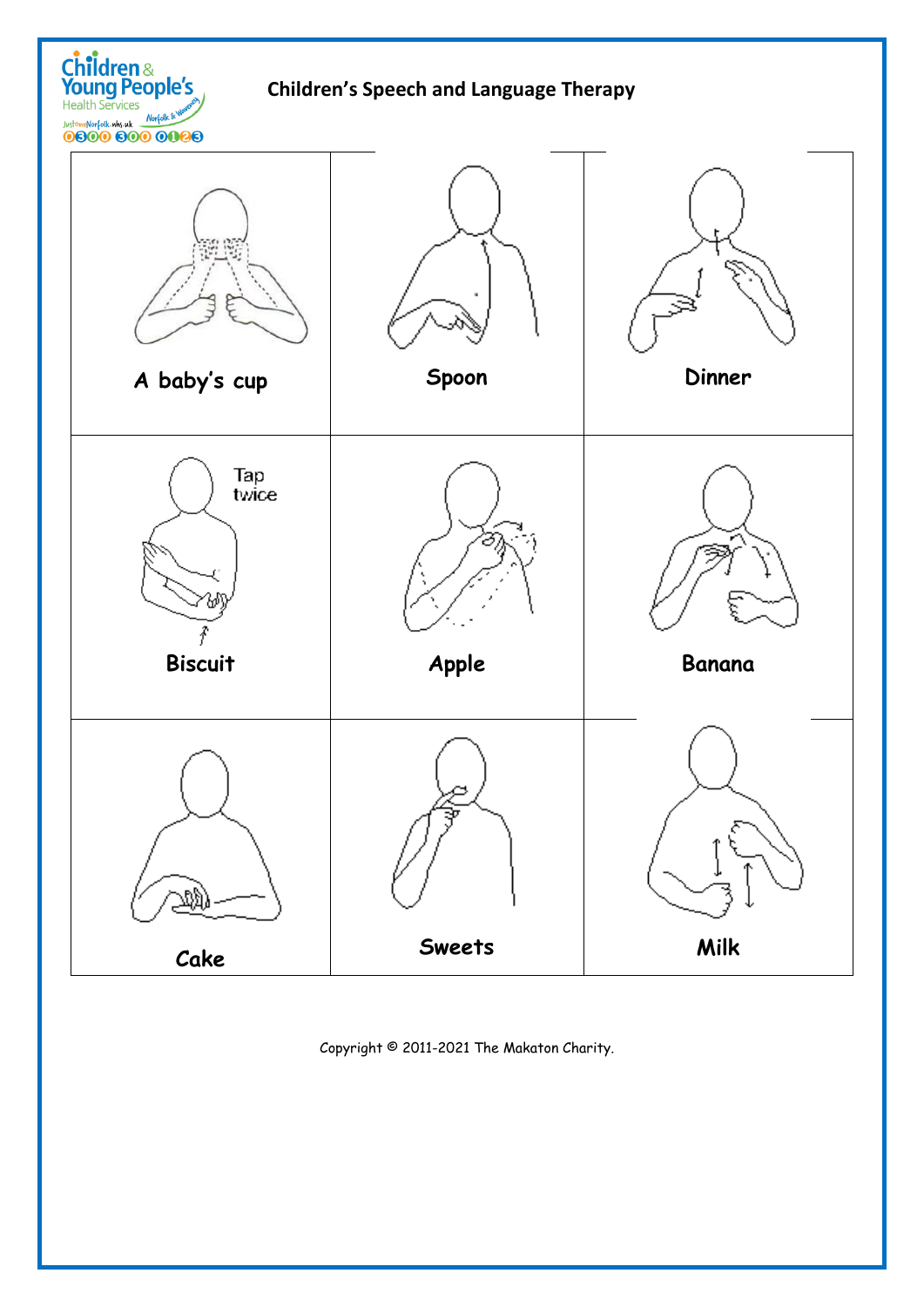Children's Speech and Language Therapy

| A baby's cup | Spoon | Dinner |
| --- | --- | --- |
| Tap twice<br>Biscuit | Apple | Banana |
| Cake | Sweets | Milk |

Copyright © 2011-2021 The Makaton Charity.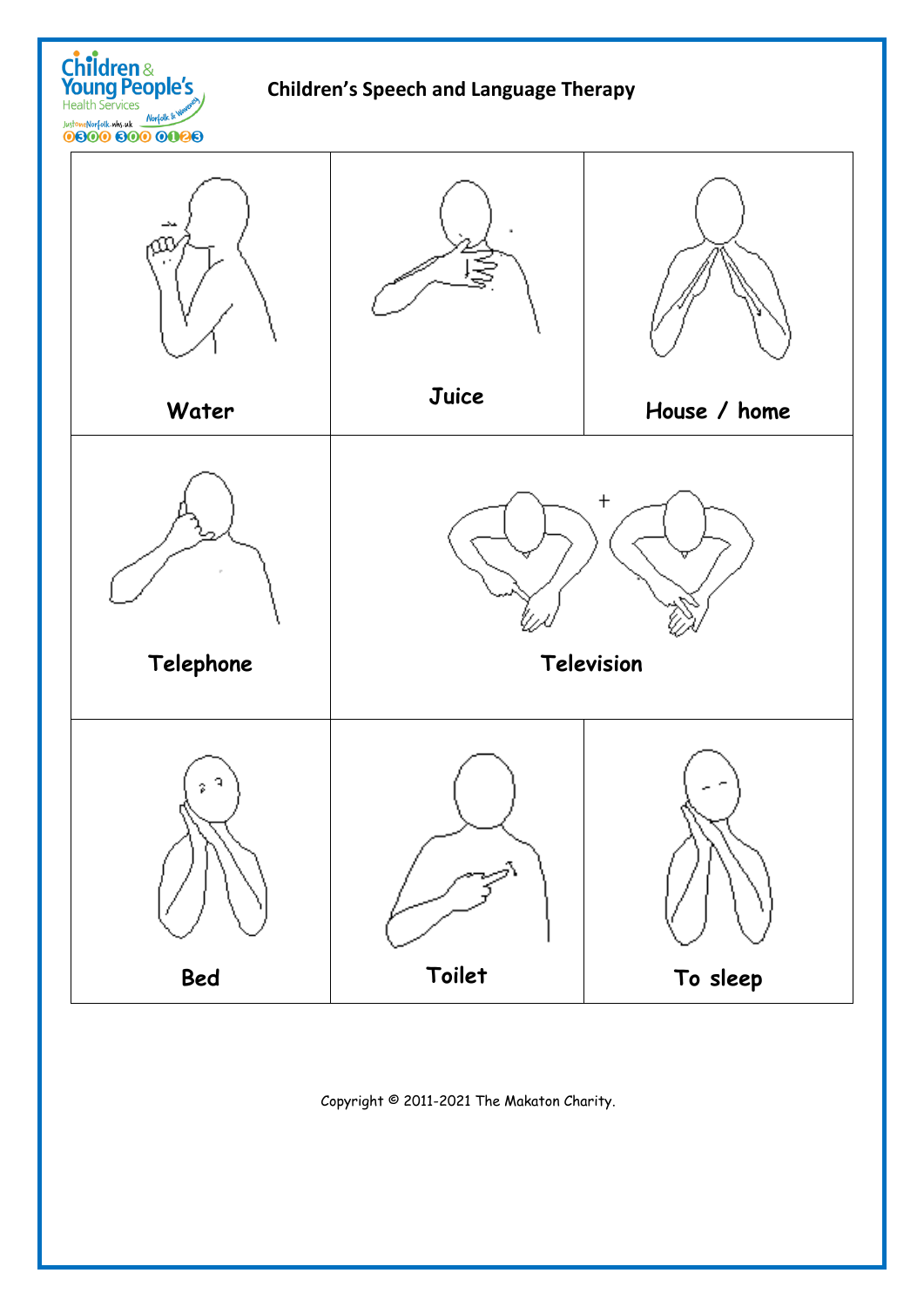Children & Young People's Health Services

## Children's Speech and Language Therapy

| | | |
|---|---|---|
| Water | Juice | House / home |
| Telephone | Television | |
| Bed | Toilet | To sleep |

Copyright © 2011-2021 The Makaton Charity.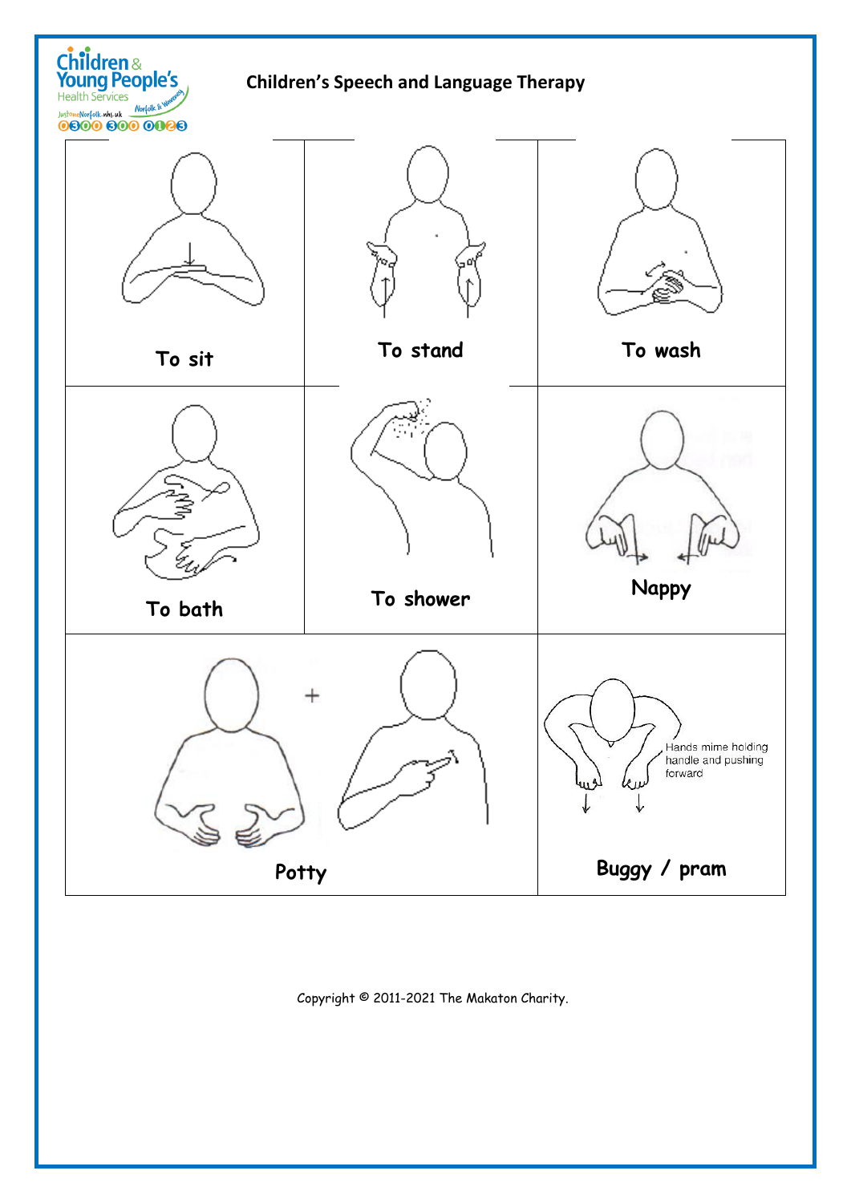## Children's Speech and Language Therapy

| | | |
|---|---|---|
| To sit | To stand | To wash |
| To bath | To shower | Nappy |
| Potty | | Hands mime holding handle and pushing forward<br><br>Buggy / pram |

Copyright © 2011-2021 The Makaton Charity.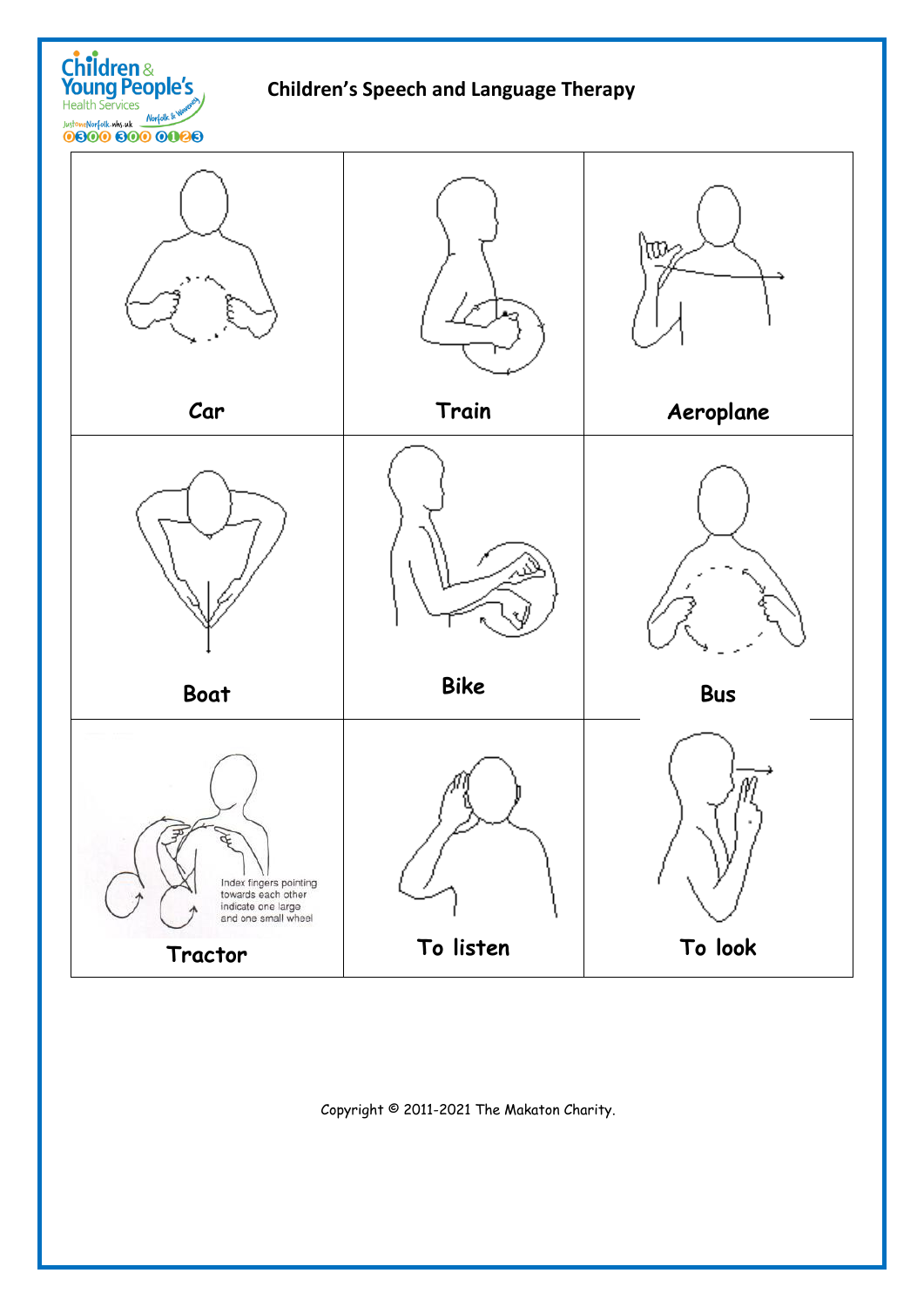Children & Young People's Health Services Norfolk & Waveney
JustOneNorfolk.nhs.uk
0300 300 0123

## Children's Speech and Language Therapy

| | | |
|---|---|---|
| Car | Train | Aeroplane |
| Boat | Bike | Bus |
| Index fingers pointing towards each other indicate one large and one small wheel<br>Tractor | To listen | To look |

Copyright © 2011-2021 The Makaton Charity.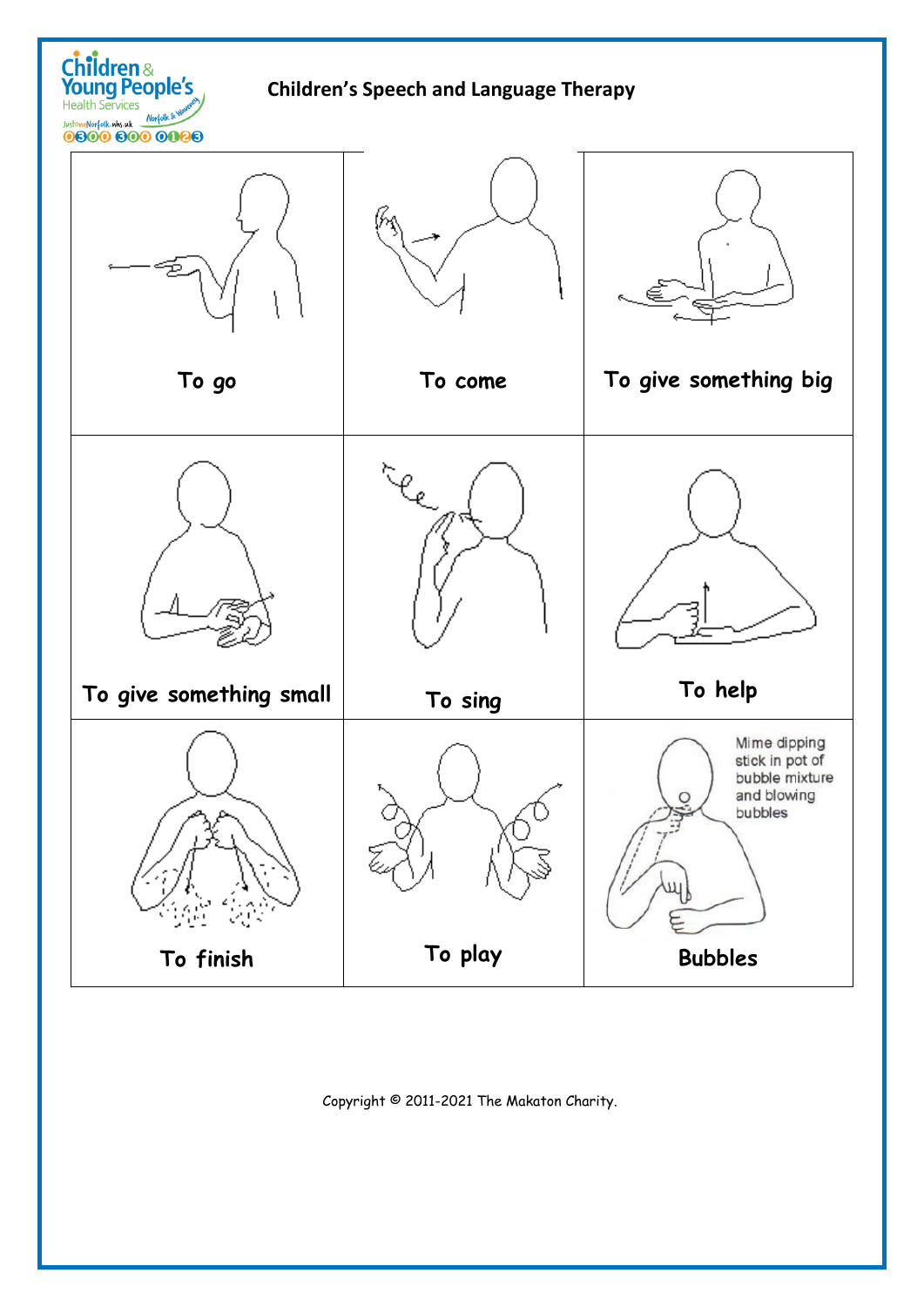Children & Young People's Health Services

## Children's Speech and Language Therapy

| | | |
|---|---|---|
| To go | To come | To give something big |
| To give something small | To sing | To help |
| To finish | To play | Mime dipping stick in pot of bubble mixture and blowing bubbles<br>Bubbles |

Copyright © 2011-2021 The Makaton Charity.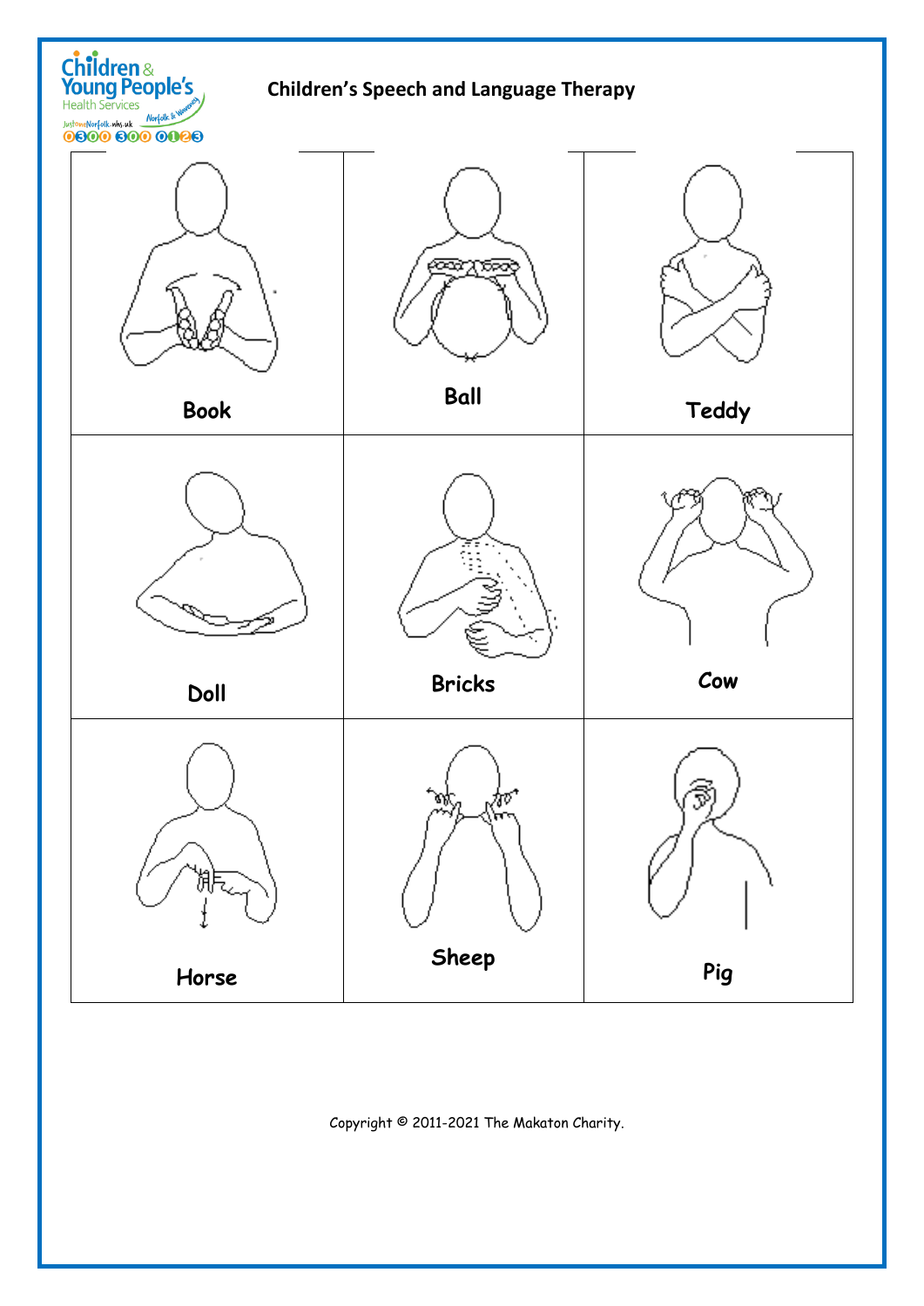# Children's Speech and Language Therapy

| Book | Ball | Teddy |
| --- | --- | --- |
| Doll | Bricks | Cow |
| Horse | Sheep | Pig |

Copyright © 2011-2021 The Makaton Charity.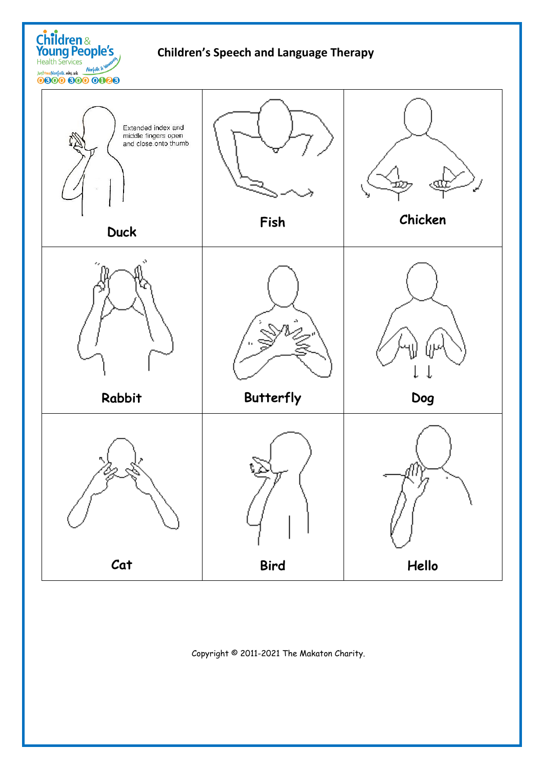# Children's Speech and Language Therapy

| | | |
|---|---|---|
| Extended index and middle fingers open and close onto thumb<br>**Duck** | **Fish** | **Chicken** |
| **Rabbit** | **Butterfly** | **Dog** |
| **Cat** | **Bird** | **Hello** |

Copyright © 2011-2021 The Makaton Charity.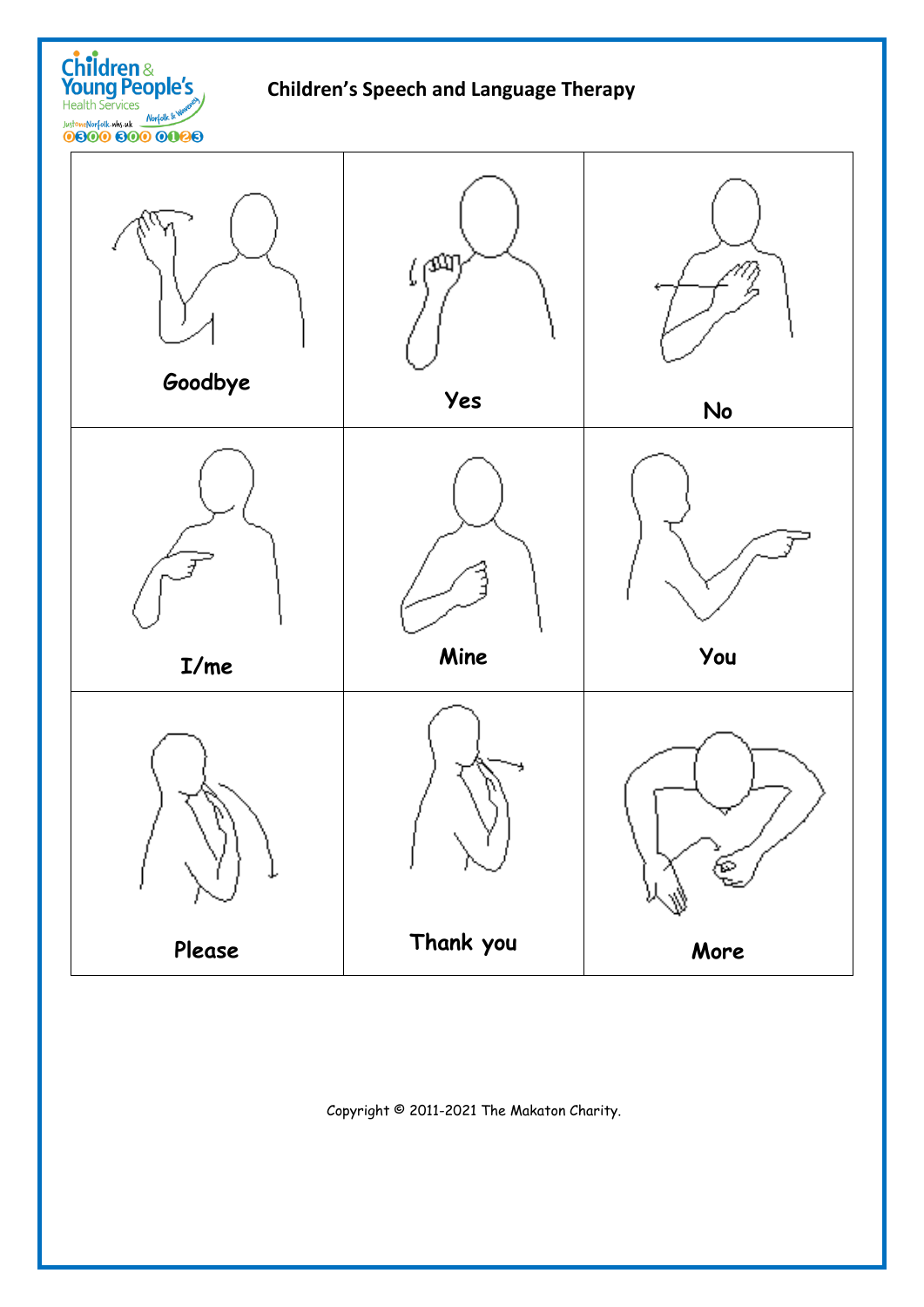## Children's Speech and Language Therapy

| | | |
|---|---|---|
| Goodbye | Yes | No |
| I/me | Mine | You |
| Please | Thank you | More |

Copyright © 2011-2021 The Makaton Charity.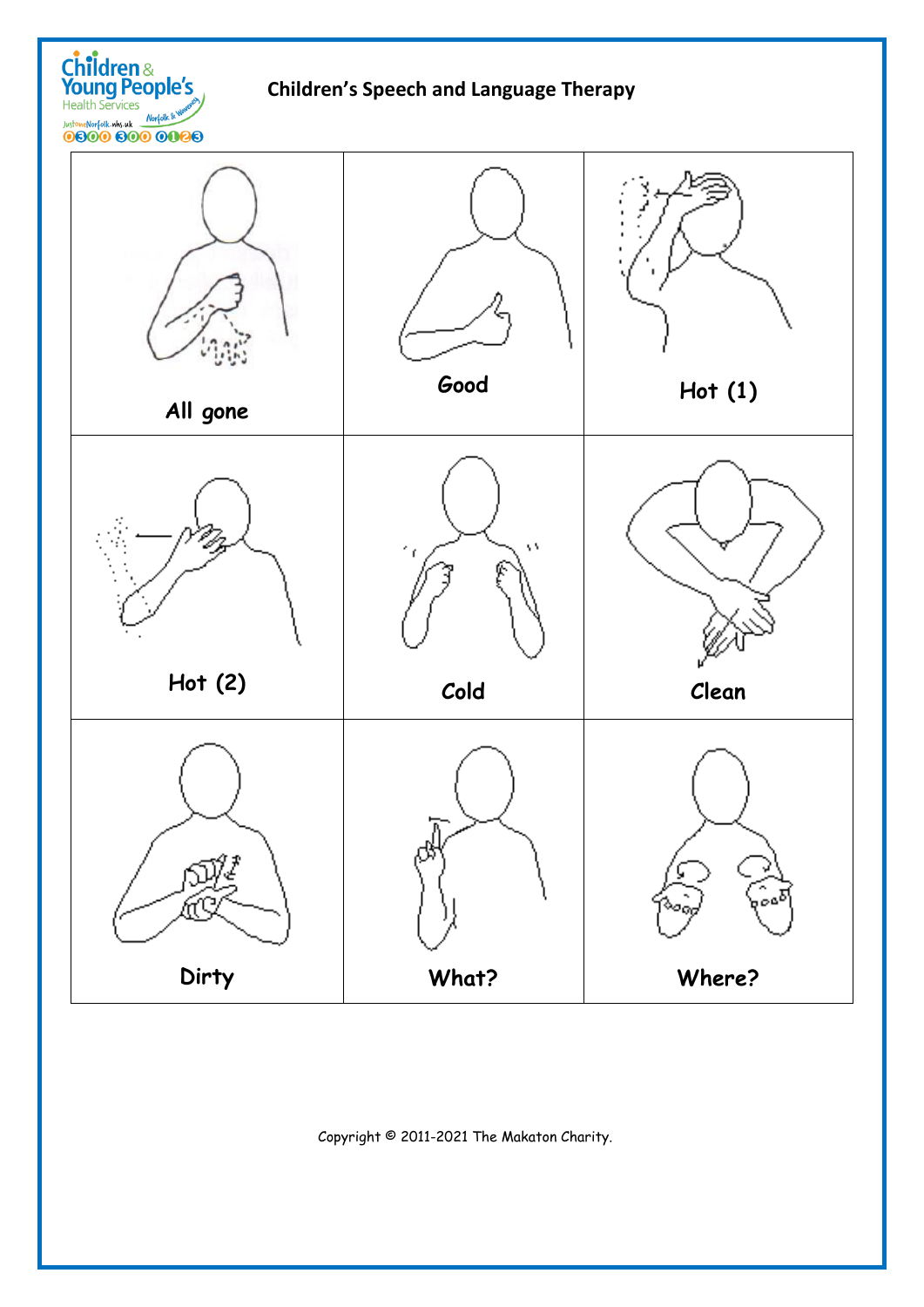Children & Young People's Health Services

Children's Speech and Language Therapy

| | | |
|---|---|---|
| All gone | Good | Hot (1) |
| Hot (2) | Cold | Clean |
| Dirty | What? | Where? |

Copyright © 2011-2021 The Makaton Charity.